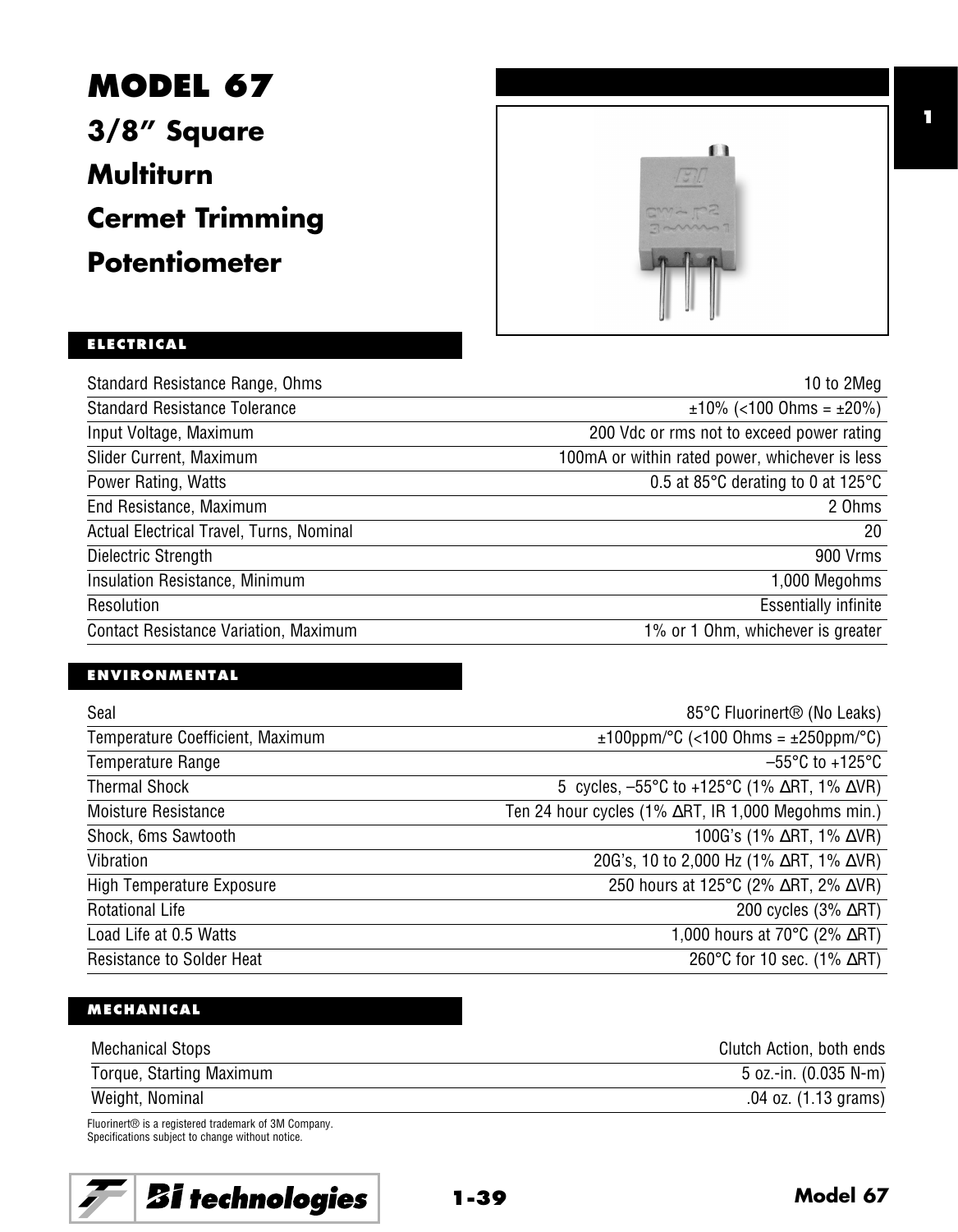# MODEL 67

## 3/8" Square Multiturn Cermet Trimming Potentiometer

### ELECTRICAL

| | |
|---|---|
| Standard Resistance Range, Ohms | 10 to 2Meg |
| Standard Resistance Tolerance | ±10% (<100 Ohms = ±20%) |
| Input Voltage, Maximum | 200 Vdc or rms not to exceed power rating |
| Slider Current, Maximum | 100mA or within rated power, whichever is less |
| Power Rating, Watts | 0.5 at 85°C derating to 0 at 125°C |
| End Resistance, Maximum | 2 Ohms |
| Actual Electrical Travel, Turns, Nominal | 20 |
| Dielectric Strength | 900 Vrms |
| Insulation Resistance, Minimum | 1,000 Megohms |
| Resolution | Essentially infinite |
| Contact Resistance Variation, Maximum | 1% or 1 Ohm, whichever is greater |

### ENVIRONMENTAL

| | |
|---|---|
| Seal | 85°C Fluorinert® (No Leaks) |
| Temperature Coefficient, Maximum | ±100ppm/°C (<100 Ohms = ±250ppm/°C) |
| Temperature Range | –55°C to +125°C |
| Thermal Shock | 5 cycles, –55°C to +125°C (1% ΔRT, 1% ΔVR) |
| Moisture Resistance | Ten 24 hour cycles (1% ΔRT, IR 1,000 Megohms min.) |
| Shock, 6ms Sawtooth | 100G's (1% ΔRT, 1% ΔVR) |
| Vibration | 20G's, 10 to 2,000 Hz (1% ΔRT, 1% ΔVR) |
| High Temperature Exposure | 250 hours at 125°C (2% ΔRT, 2% ΔVR) |
| Rotational Life | 200 cycles (3% ΔRT) |
| Load Life at 0.5 Watts | 1,000 hours at 70°C (2% ΔRT) |
| Resistance to Solder Heat | 260°C for 10 sec. (1% ΔRT) |

### MECHANICAL

| | |
|---|---|
| Mechanical Stops | Clutch Action, both ends |
| Torque, Starting Maximum | 5 oz.-in. (0.035 N-m) |
| Weight, Nominal | .04 oz. (1.13 grams) |

Fluorinert® is a registered trademark of 3M Company.
Specifications subject to change without notice.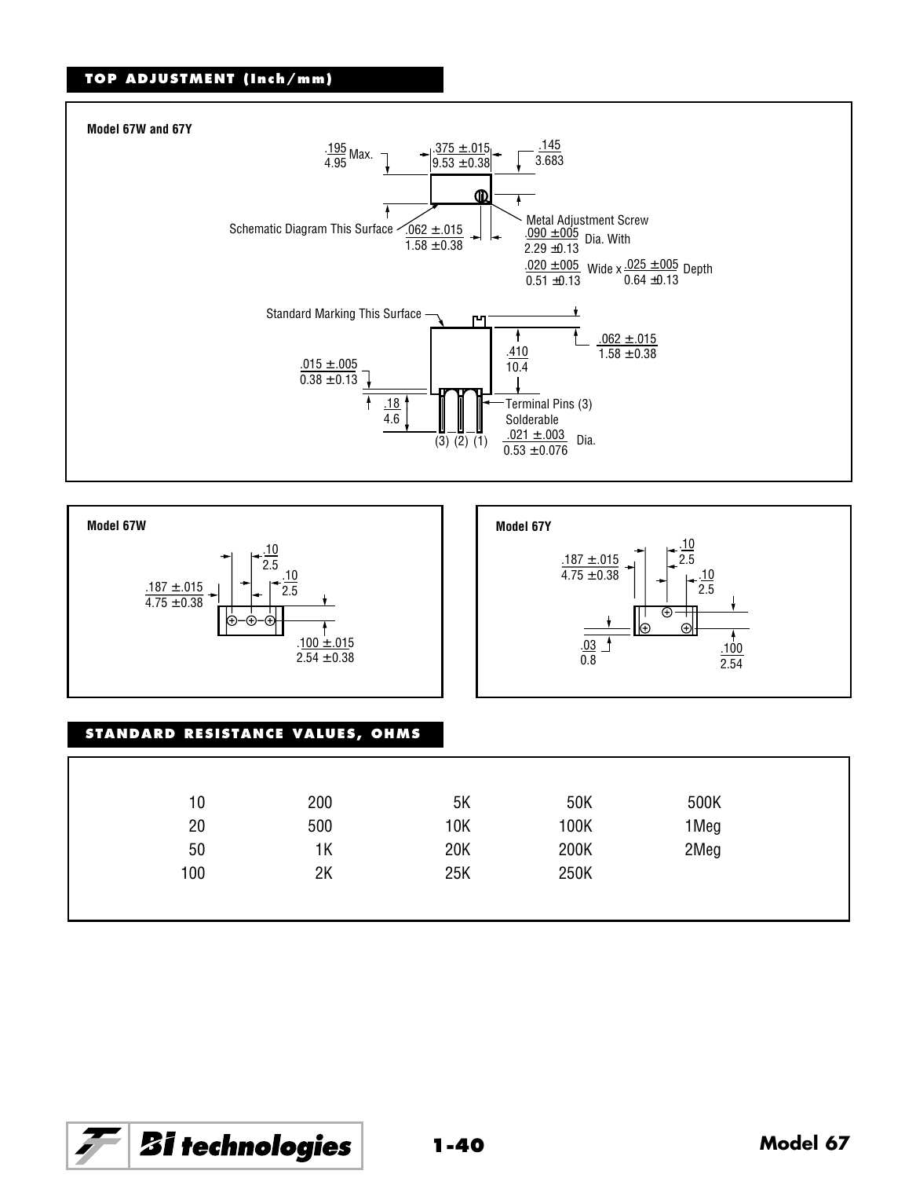## TOP ADJUSTMENT (Inch/mm)

**Model 67W and 67Y**

.195 / 4.95 Max.

.375 ±.015 / 9.53 ±0.38

.145 / 3.683

Schematic Diagram This Surface

.062 ±.015 / 1.58 ±0.38

Metal Adjustment Screw .090 ±005 / 2.29 ±0.13 Dia. With .020 ±005 / 0.51 ±0.13 Wide x .025 ±005 / 0.64 ±0.13 Depth

Standard Marking This Surface

.062 ±.015 / 1.58 ±0.38

.410 / 10.4

.015 ±.005 / 0.38 ±0.13

.18 / 4.6

Terminal Pins (3) Solderable .021 ±.003 / 0.53 ±0.076 Dia.

(3) (2) (1)

**Model 67W**

.187 ±.015 / 4.75 ±0.38

.10 / 2.5

.10 / 2.5

.100 ±.015 / 2.54 ±0.38

**Model 67Y**

.187 ±.015 / 4.75 ±0.38

.10 / 2.5

.10 / 2.5

.03 / 0.8

.100 / 2.54

## STANDARD RESISTANCE VALUES, OHMS

| | | | | |
|---|---|---|---|---|
| 10 | 200 | 5K | 50K | 500K |
| 20 | 500 | 10K | 100K | 1Meg |
| 50 | 1K | 20K | 200K | 2Meg |
| 100 | 2K | 25K | 250K | |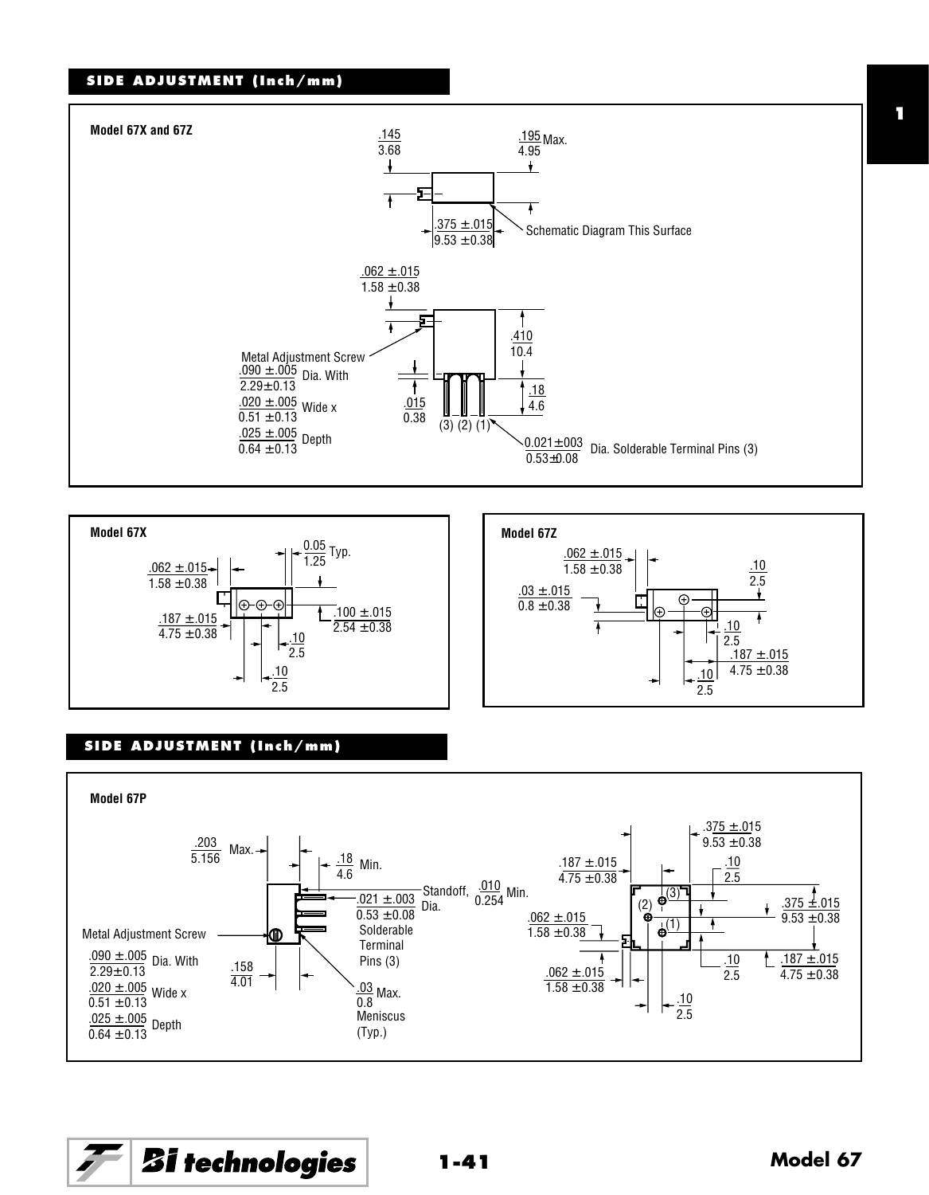## SIDE ADJUSTMENT (Inch/mm)

**Model 67X and 67Z**

.145 / 3.68

.195 / 4.95 Max.

.375 ±.015 / 9.53 ±0.38

Schematic Diagram This Surface

.062 ±.015 / 1.58 ±0.38

Metal Adjustment Screw
.090 ±.005 / 2.29±0.13 Dia. With
.020 ±.005 / 0.51 ±0.13 Wide x
.025 ±.005 / 0.64 ±0.13 Depth

.410 / 10.4

.015 / 0.38

.18 / 4.6

(3) (2) (1)

0.021±003 / 0.53±0.08 Dia. Solderable Terminal Pins (3)

**Model 67X**

.062 ±.015 / 1.58 ±0.38

0.05 / 1.25 Typ.

.187 ±.015 / 4.75 ±0.38

.100 ±.015 / 2.54 ±0.38

.10 / 2.5

.10 / 2.5

**Model 67Z**

.062 ±.015 / 1.58 ±0.38

.03 ±.015 / 0.8 ±0.38

.10 / 2.5

.10 / 2.5

.187 ±.015 / 4.75 ±0.38

.10 / 2.5

## SIDE ADJUSTMENT (Inch/mm)

**Model 67P**

.203 / 5.156 Max.

.18 / 4.6 Min.

.021 ±.003 / 0.53 ±0.08 Dia. Solderable Terminal Pins (3)

Standoff, .010 / 0.254 Min.

Metal Adjustment Screw
.090 ±.005 / 2.29±0.13 Dia. With
.020 ±.005 / 0.51 ±0.13 Wide x
.025 ±.005 / 0.64 ±0.13 Depth

.158 / 4.01

.03 / 0.8 Max. Meniscus (Typ.)

.375 ±.015 / 9.53 ±0.38

.187 ±.015 / 4.75 ±0.38

.10 / 2.5

(3) (2) (1)

.375 ±.015 / 9.53 ±0.38

.062 ±.015 / 1.58 ±0.38

.10 / 2.5

.187 ±.015 / 4.75 ±0.38

.062 ±.015 / 1.58 ±0.38

.10 / 2.5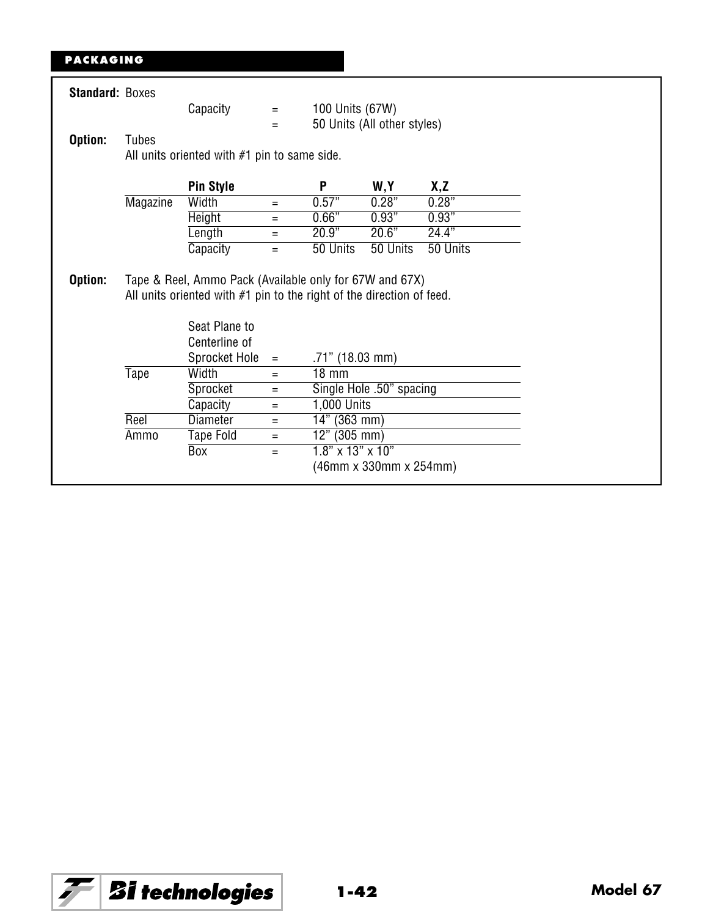## PACKAGING

**Standard:** Boxes

| | | | |
|---|---|---|---|
| Capacity | = | 100 Units (67W) | |
| | = | 50 Units (All other styles) | |

**Option:** Tubes
All units oriented with #1 pin to same side.

| | Pin Style | | P | W,Y | X,Z |
|---|---|---|---|---|---|
| Magazine | Width | = | 0.57” | 0.28” | 0.28” |
| | Height | = | 0.66” | 0.93” | 0.93” |
| | Length | = | 20.9” | 20.6” | 24.4” |
| | Capacity | = | 50 Units | 50 Units | 50 Units |

**Option:** Tape & Reel, Ammo Pack (Available only for 67W and 67X)
All units oriented with #1 pin to the right of the direction of feed.

| | | | |
|---|---|---|---|
| | Seat Plane to Centerline of Sprocket Hole | = | .71” (18.03 mm) |
| Tape | Width | = | 18 mm |
| | Sprocket | = | Single Hole .50” spacing |
| | Capacity | = | 1,000 Units |
| Reel | Diameter | = | 14” (363 mm) |
| Ammo | Tape Fold | = | 12” (305 mm) |
| | Box | = | 1.8” x 13” x 10” (46mm x 330mm x 254mm) |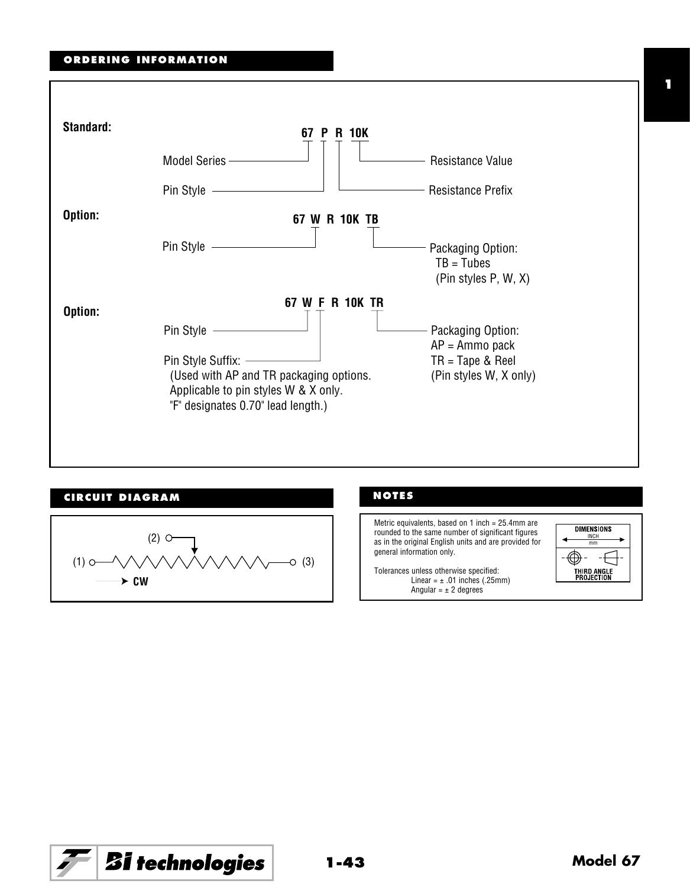## ORDERING INFORMATION

**Standard:**

**67 P R 10K**

- Model Series — 67
- Pin Style — P
- Resistance Prefix — R
- Resistance Value — 10K

**Option:**

**67 W R 10K TB**

- Pin Style — W
- Packaging Option:
  TB = Tubes
  (Pin styles P, W, X)

**Option:**

**67 W F R 10K TR**

- Pin Style — W
- Pin Style Suffix — F
  (Used with AP and TR packaging options.
  Applicable to pin styles W & X only.
  "F" designates 0.70" lead length.)
- Packaging Option:
  AP = Ammo pack
  TR = Tape & Reel
  (Pin styles W, X only)

## CIRCUIT DIAGRAM

(1)
(2)
(3)
CW

## NOTES

Metric equivalents, based on 1 inch = 25.4mm are rounded to the same number of significant figures as in the original English units and are provided for general information only.

Tolerances unless otherwise specified:
Linear = ± .01 inches (.25mm)
Angular = ± 2 degrees

DIMENSIONS
INCH
mm

THIRD ANGLE PROJECTION

BI technologies

Model 67